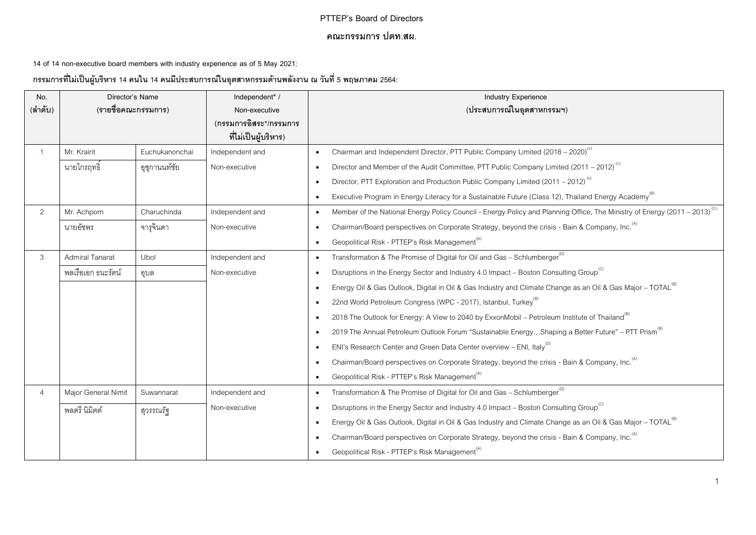# PTTEP's Board of Directors

# คณะกรรมการ ปตท.สผ.

**14 of 14 non-executive board members with industry experience as of 5 May 2021:**

**กรรมการที่ไม่เป็นผู้บริหาร 14 คนใน 14 คนมีประสบการณ์ในอุตสาหกรรมด้านพลังงาน ณ วันที่ 5 พฤษภาคม 2564:**

| No. (ลำดับ) | Director's Name (รายชื่อคณะกรรมการ) | | Independent* / Non-executive (กรรมการอิสระ*/กรรมการที่ไม่เป็นผู้บริหาร) | Industry Experience (ประสบการณ์ในอุตสาหกรรมฯ) |
|---|---|---|---|---|
| 1 | Mr. Krairit นายไกรฤทธิ์ | Euchukanonchai อุชุกานนท์ชัย | Independent and Non-executive | • Chairman and Independent Director, PTT Public Company Limited (2018 – 2020)[C]<br>• Director and Member of the Audit Committee, PTT Public Company Limited (2011 – 2012)[C]<br>• Director, PTT Exploration and Production Public Company Limited (2011 – 2012)[C]<br>• Executive Program in Energy Literacy for a Sustainable Future (Class 12), Thailand Energy Academy[B] |
| 2 | Mr. Achporn นายอัชพร | Charuchinda จารุจินดา | Independent and Non-executive | • Member of the National Energy Policy Council - Energy Policy and Planning Office, The Ministry of Energy (2011 – 2013)[C]<br>• Chairman/Board perspectives on Corporate Strategy, beyond the crisis - Bain & Company, Inc.[A]<br>• Geopolitical Risk - PTTEP's Risk Management[A] |
| 3 | Admiral Tanarat พลเรือเอก ธนะรัตน์ | Ubol อุบล | Independent and Non-executive | • Transformation & The Promise of Digital for Oil and Gas – Schlumberger[D]<br>• Disruptions in the Energy Sector and Industry 4.0 Impact – Boston Consulting Group[C]<br>• Energy Oil & Gas Outlook, Digital in Oil & Gas Industry and Climate Change as an Oil & Gas Major – TOTAL[B]<br>• 22nd World Petroleum Congress (WPC - 2017), Istanbul, Turkey[B]<br>• 2018 The Outlook for Energy: A View to 2040 by ExxonMobil – Petroleum Institute of Thailand[B]<br>• 2019 The Annual Petroleum Outlook Forum "Sustainable Energy…Shaping a Better Future" – PTT Prism[B]<br>• ENI's Research Center and Green Data Center overview – ENI, Italy[D]<br>• Chairman/Board perspectives on Corporate Strategy, beyond the crisis - Bain & Company, Inc.[A]<br>• Geopolitical Risk - PTTEP's Risk Management[A] |
| 4 | Major General Nimit พลตรี นิมิตต์ | Suwannarat สุวรรณรัฐ | Independent and Non-executive | • Transformation & The Promise of Digital for Oil and Gas – Schlumberger[D]<br>• Disruptions in the Energy Sector and Industry 4.0 Impact – Boston Consulting Group[C]<br>• Energy Oil & Gas Outlook, Digital in Oil & Gas Industry and Climate Change as an Oil & Gas Major – TOTAL[B]<br>• Chairman/Board perspectives on Corporate Strategy, beyond the crisis - Bain & Company, Inc.[A]<br>• Geopolitical Risk - PTTEP's Risk Management[A] |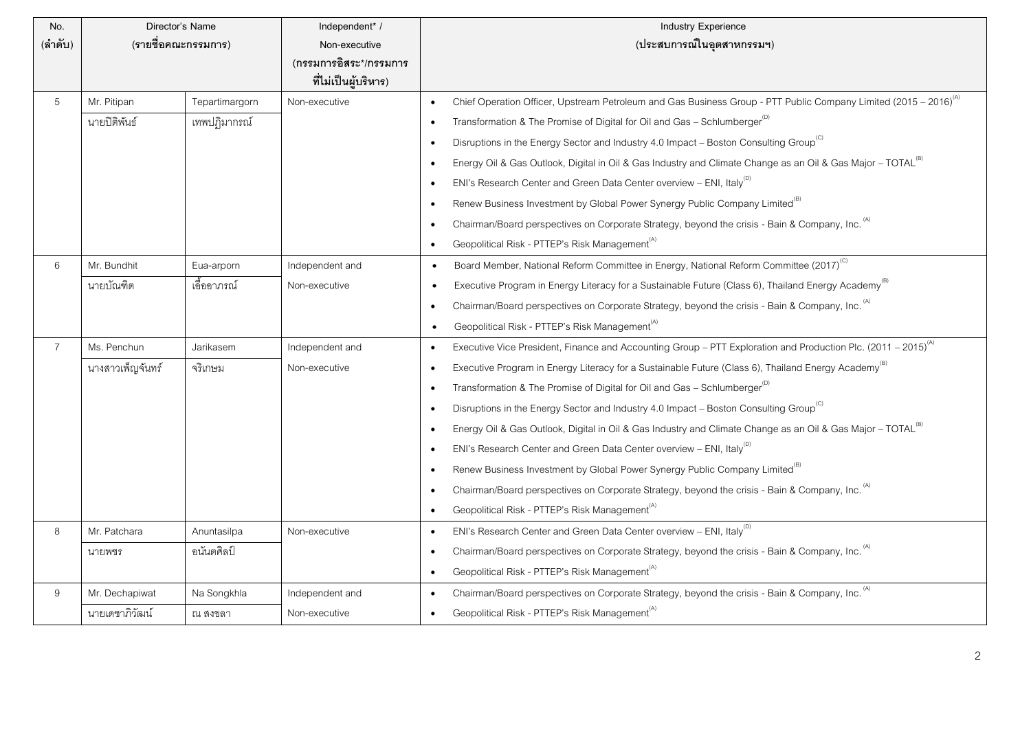| No. (ลำดับ) | Director's Name (รายชื่อคณะกรรมการ) | | Independent* / Non-executive (กรรมการอิสระ*/กรรมการที่ไม่เป็นผู้บริหาร) | Industry Experience (ประสบการณ์ในอุตสาหกรรมฯ) |
|---|---|---|---|---|
| 5 | Mr. Pitipan<br>นายปิติพันธ์ | Tepartimargorn<br>เทพปฏิมากรณ์ | Non-executive | • Chief Operation Officer, Upstream Petroleum and Gas Business Group - PTT Public Company Limited (2015 – 2016)[A]<br>• Transformation & The Promise of Digital for Oil and Gas – Schlumberger[D]<br>• Disruptions in the Energy Sector and Industry 4.0 Impact – Boston Consulting Group[C]<br>• Energy Oil & Gas Outlook, Digital in Oil & Gas Industry and Climate Change as an Oil & Gas Major – TOTAL[B]<br>• ENI's Research Center and Green Data Center overview – ENI, Italy[D]<br>• Renew Business Investment by Global Power Synergy Public Company Limited[B]<br>• Chairman/Board perspectives on Corporate Strategy, beyond the crisis - Bain & Company, Inc. [A]<br>• Geopolitical Risk - PTTEP's Risk Management[A] |
| 6 | Mr. Bundhit<br>นายบัณฑิต | Eua-arporn<br>เอื้ออาภรณ์ | Independent and Non-executive | • Board Member, National Reform Committee in Energy, National Reform Committee (2017)[C]<br>• Executive Program in Energy Literacy for a Sustainable Future (Class 6), Thailand Energy Academy[B]<br>• Chairman/Board perspectives on Corporate Strategy, beyond the crisis - Bain & Company, Inc. [A]<br>• Geopolitical Risk - PTTEP's Risk Management[A] |
| 7 | Ms. Penchun<br>นางสาวเพ็ญจันทร์ | Jarikasem<br>จริเกษม | Independent and Non-executive | • Executive Vice President, Finance and Accounting Group – PTT Exploration and Production Plc. (2011 – 2015)[A]<br>• Executive Program in Energy Literacy for a Sustainable Future (Class 6), Thailand Energy Academy[B]<br>• Transformation & The Promise of Digital for Oil and Gas – Schlumberger[D]<br>• Disruptions in the Energy Sector and Industry 4.0 Impact – Boston Consulting Group[C]<br>• Energy Oil & Gas Outlook, Digital in Oil & Gas Industry and Climate Change as an Oil & Gas Major – TOTAL[B]<br>• ENI's Research Center and Green Data Center overview – ENI, Italy[D]<br>• Renew Business Investment by Global Power Synergy Public Company Limited[B]<br>• Chairman/Board perspectives on Corporate Strategy, beyond the crisis - Bain & Company, Inc. [A]<br>• Geopolitical Risk - PTTEP's Risk Management[A] |
| 8 | Mr. Patchara<br>นายพชร | Anuntasilpa<br>อนันตศิลป์ | Non-executive | • ENI's Research Center and Green Data Center overview – ENI, Italy[D]<br>• Chairman/Board perspectives on Corporate Strategy, beyond the crisis - Bain & Company, Inc. [A]<br>• Geopolitical Risk - PTTEP's Risk Management[A] |
| 9 | Mr. Dechapiwat<br>นายเดชาภิวัฒน์ | Na Songkhla<br>ณ สงขลา | Independent and Non-executive | • Chairman/Board perspectives on Corporate Strategy, beyond the crisis - Bain & Company, Inc. [A]<br>• Geopolitical Risk - PTTEP's Risk Management[A] |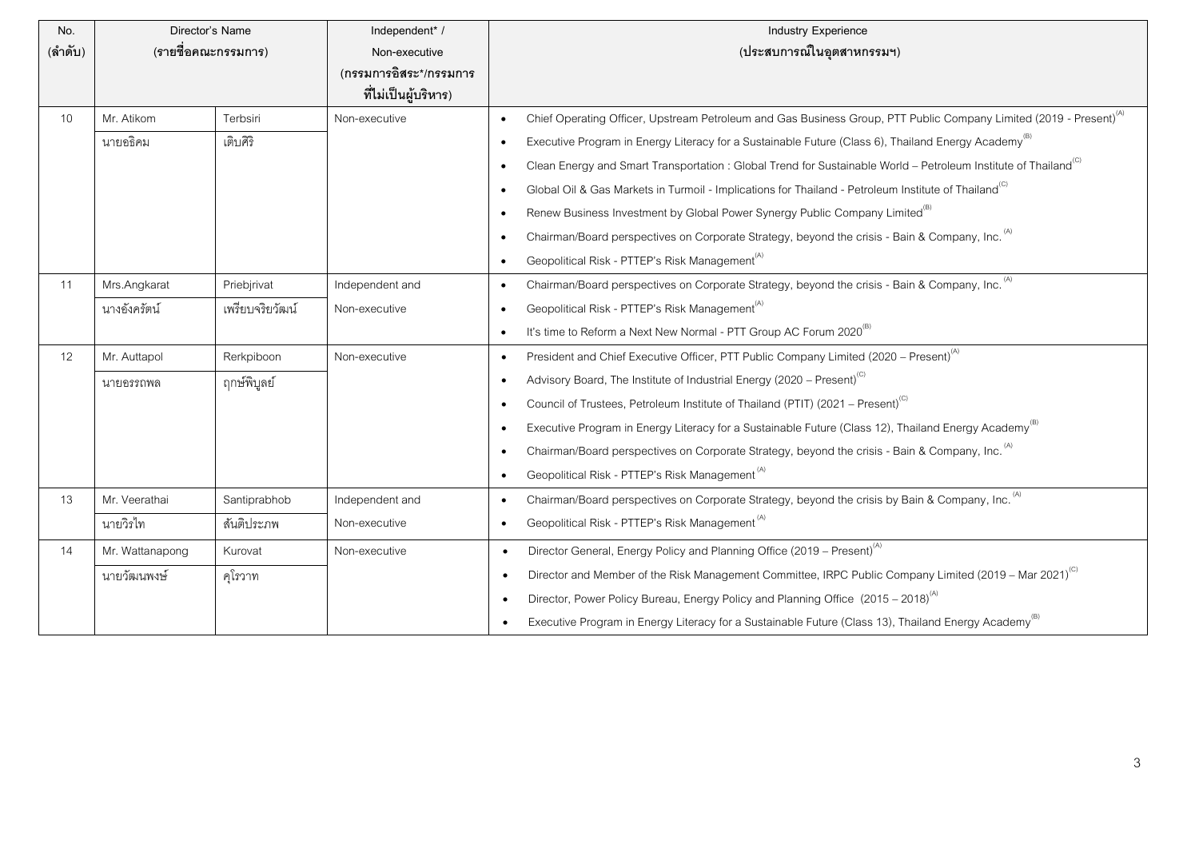| No. (ลำดับ) | Director's Name (รายชื่อคณะกรรมการ) | | Independent* / Non-executive (กรรมการอิสระ*/กรรมการที่ไม่เป็นผู้บริหาร) | Industry Experience (ประสบการณ์ในอุตสาหกรรมฯ) |
|---|---|---|---|---|
| 10 | Mr. Atikom<br>นายอธิคม | Terbsiri<br>เติบศิริ | Non-executive | • Chief Operating Officer, Upstream Petroleum and Gas Business Group, PTT Public Company Limited (2019 - Present)[A]<br>• Executive Program in Energy Literacy for a Sustainable Future (Class 6), Thailand Energy Academy[B]<br>• Clean Energy and Smart Transportation : Global Trend for Sustainable World – Petroleum Institute of Thailand[C]<br>• Global Oil & Gas Markets in Turmoil - Implications for Thailand - Petroleum Institute of Thailand[C]<br>• Renew Business Investment by Global Power Synergy Public Company Limited[B]<br>• Chairman/Board perspectives on Corporate Strategy, beyond the crisis - Bain & Company, Inc. [A]<br>• Geopolitical Risk - PTTEP's Risk Management[A] |
| 11 | Mrs.Angkarat<br>นางอังครัตน์ | Priebjrivat<br>เพรียบจริยวัฒน์ | Independent and Non-executive | • Chairman/Board perspectives on Corporate Strategy, beyond the crisis - Bain & Company, Inc. [A]<br>• Geopolitical Risk - PTTEP's Risk Management[A]<br>• It's time to Reform a Next New Normal - PTT Group AC Forum 2020[B] |
| 12 | Mr. Auttapol<br>นายอรรถพล | Rerkpiboon<br>ฤกษ์พิบูลย์ | Non-executive | • President and Chief Executive Officer, PTT Public Company Limited (2020 – Present)[A]<br>• Advisory Board, The Institute of Industrial Energy (2020 – Present)[C]<br>• Council of Trustees, Petroleum Institute of Thailand (PTIT) (2021 – Present)[C]<br>• Executive Program in Energy Literacy for a Sustainable Future (Class 12), Thailand Energy Academy[B]<br>• Chairman/Board perspectives on Corporate Strategy, beyond the crisis - Bain & Company, Inc. [A]<br>• Geopolitical Risk - PTTEP's Risk Management [A] |
| 13 | Mr. Veerathai<br>นายวิรไท | Santiprabhob<br>สันติประภพ | Independent and Non-executive | • Chairman/Board perspectives on Corporate Strategy, beyond the crisis by Bain & Company, Inc. [A]<br>• Geopolitical Risk - PTTEP's Risk Management [A] |
| 14 | Mr. Wattanapong<br>นายวัฒนพงษ์ | Kurovat<br>คุโรวาท | Non-executive | • Director General, Energy Policy and Planning Office (2019 – Present)[A]<br>• Director and Member of the Risk Management Committee, IRPC Public Company Limited (2019 – Mar 2021)[C]<br>• Director, Power Policy Bureau, Energy Policy and Planning Office (2015 – 2018)[A]<br>• Executive Program in Energy Literacy for a Sustainable Future (Class 13), Thailand Energy Academy[B] |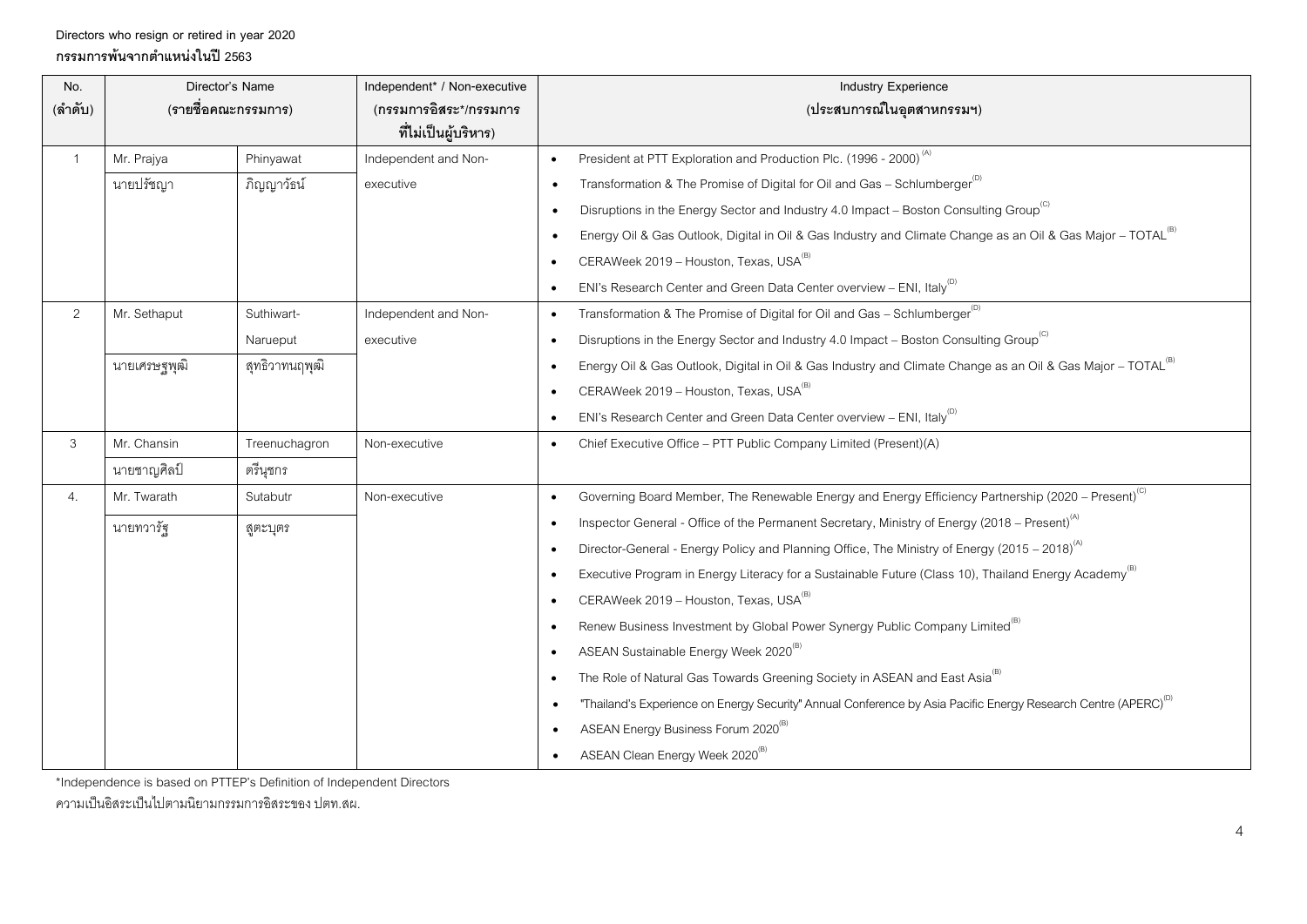Directors who resign or retired in year 2020

**กรรมการพ้นจากตำแหน่งในปี 2563**

| No. (ลำดับ) | Director's Name (รายชื่อคณะกรรมการ) | | Independent* / Non-executive (กรรมการอิสระ*/กรรมการที่ไม่เป็นผู้บริหาร) | Industry Experience (ประสบการณ์ในอุตสาหกรรมฯ) |
|---|---|---|---|---|
| 1 | Mr. Prajya<br>นายปรัชญา | Phinyawat<br>ภิญญาวัธน์ | Independent and Non-executive | • President at PTT Exploration and Production Plc. (1996 - 2000)[A]<br>• Transformation & The Promise of Digital for Oil and Gas – Schlumberger[D]<br>• Disruptions in the Energy Sector and Industry 4.0 Impact – Boston Consulting Group[C]<br>• Energy Oil & Gas Outlook, Digital in Oil & Gas Industry and Climate Change as an Oil & Gas Major – TOTAL[B]<br>• CERAWeek 2019 – Houston, Texas, USA[B]<br>• ENI's Research Center and Green Data Center overview – ENI, Italy[D] |
| 2 | Mr. Sethaput<br>นายเศรษฐพุฒิ | Suthiwart-Narueput<br>สุทธิวาทนฤพุฒิ | Independent and Non-executive | • Transformation & The Promise of Digital for Oil and Gas – Schlumberger[D]<br>• Disruptions in the Energy Sector and Industry 4.0 Impact – Boston Consulting Group[C]<br>• Energy Oil & Gas Outlook, Digital in Oil & Gas Industry and Climate Change as an Oil & Gas Major – TOTAL[B]<br>• CERAWeek 2019 – Houston, Texas, USA[B]<br>• ENI's Research Center and Green Data Center overview – ENI, Italy[D] |
| 3 | Mr. Chansin<br>นายชาญศิลป์ | Treenuchagron<br>ตรีนุชกร | Non-executive | • Chief Executive Office – PTT Public Company Limited (Present)(A) |
| 4. | Mr. Twarath<br>นายทวารัฐ | Sutabutr<br>สูตะบุตร | Non-executive | • Governing Board Member, The Renewable Energy and Energy Efficiency Partnership (2020 – Present)[C]<br>• Inspector General - Office of the Permanent Secretary, Ministry of Energy (2018 – Present)[A]<br>• Director-General - Energy Policy and Planning Office, The Ministry of Energy (2015 – 2018)[A]<br>• Executive Program in Energy Literacy for a Sustainable Future (Class 10), Thailand Energy Academy[B]<br>• CERAWeek 2019 – Houston, Texas, USA[B]<br>• Renew Business Investment by Global Power Synergy Public Company Limited[B]<br>• ASEAN Sustainable Energy Week 2020[B]<br>• The Role of Natural Gas Towards Greening Society in ASEAN and East Asia[B]<br>• "Thailand's Experience on Energy Security" Annual Conference by Asia Pacific Energy Research Centre (APERC)[D]<br>• ASEAN Energy Business Forum 2020[B]<br>• ASEAN Clean Energy Week 2020[B] |

*Independence is based on PTTEP's Definition of Independent Directors

ความเป็นอิสระเป็นไปตามนิยามกรรมการอิสระของ ปตท.สผ.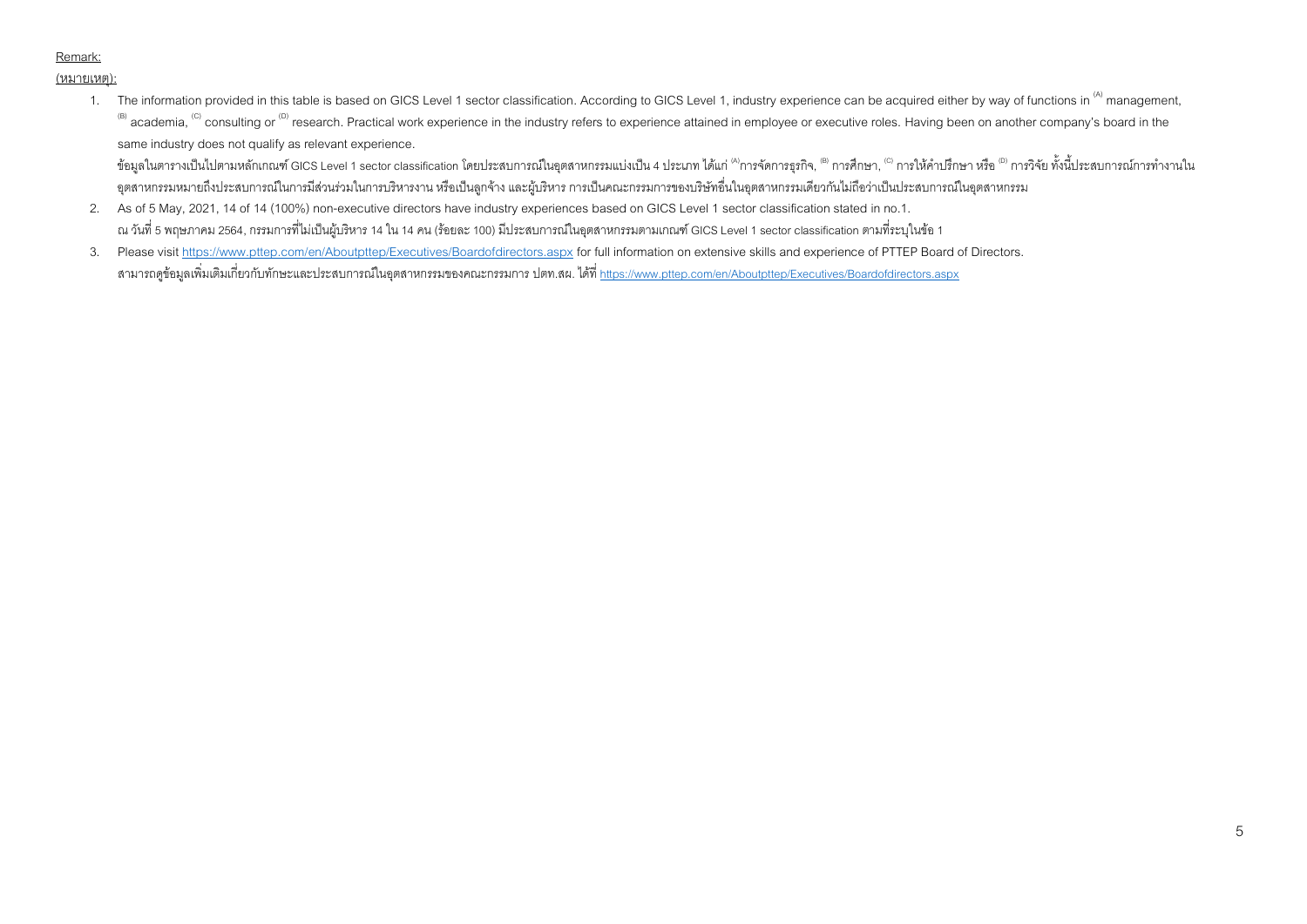Remark:

(หมายเหตุ):

1. The information provided in this table is based on GICS Level 1 sector classification. According to GICS Level 1, industry experience can be acquired either by way of functions in [A] management, [B] academia, [C] consulting or [D] research. Practical work experience in the industry refers to experience attained in employee or executive roles. Having been on another company's board in the same industry does not qualify as relevant experience.

   ข้อมูลในตารางเป็นไปตามหลักเกณฑ์ GICS Level 1 sector classification โดยประสบการณ์ในอุตสาหกรรมแบ่งเป็น 4 ประเภท ได้แก่ [A]การจัดการธุรกิจ, [B] การศึกษา, [C] การให้คำปรึกษา หรือ [D] การวิจัย ทั้งนี้ประสบการณ์การทำงานในอุตสาหกรรมหมายถึงประสบการณ์ในการมีส่วนร่วมในการบริหารงาน หรือเป็นลูกจ้าง และผู้บริหาร การเป็นคณะกรรมการของบริษัทอื่นในอุตสาหกรรมเดียวกันไม่ถือว่าเป็นประสบการณ์ในอุตสาหกรรม

2. As of 5 May, 2021, 14 of 14 (100%) non-executive directors have industry experiences based on GICS Level 1 sector classification stated in no.1.

   ณ วันที่ 5 พฤษภาคม 2564, กรรมการที่ไม่เป็นผู้บริหาร 14 ใน 14 คน (ร้อยละ 100) มีประสบการณ์ในอุตสาหกรรมตามเกณฑ์ GICS Level 1 sector classification ตามที่ระบุในข้อ 1

3. Please visit https://www.pttep.com/en/Aboutpttep/Executives/Boardofdirectors.aspx for full information on extensive skills and experience of PTTEP Board of Directors.

   สามารถดูข้อมูลเพิ่มเติมเกี่ยวกับทักษะและประสบการณ์ในอุตสาหกรรมของคณะกรรมการ ปตท.สผ. ได้ที่ https://www.pttep.com/en/Aboutpttep/Executives/Boardofdirectors.aspx